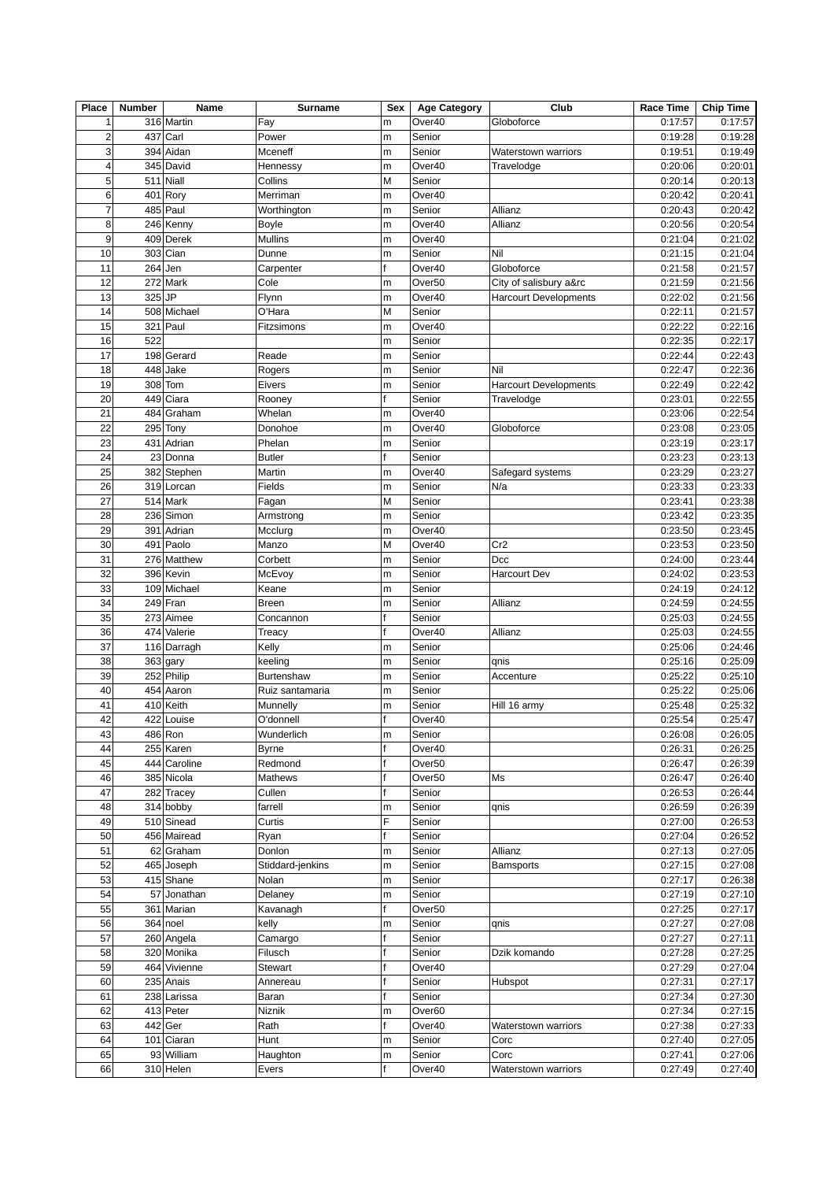| Place | Number | Name | Surname | Sex | Age Category | Club | Race Time | Chip Time |
|---|---|---|---|---|---|---|---|---|
| 1 | 316 | Martin | Fay | m | Over40 | Globoforce | 0:17:57 | 0:17:57 |
| 2 | 437 | Carl | Power | m | Senior | | 0:19:28 | 0:19:28 |
| 3 | 394 | Aidan | Mceneff | m | Senior | Waterstown warriors | 0:19:51 | 0:19:49 |
| 4 | 345 | David | Hennessy | m | Over40 | Travelodge | 0:20:06 | 0:20:01 |
| 5 | 511 | Niall | Collins | M | Senior | | 0:20:14 | 0:20:13 |
| 6 | 401 | Rory | Merriman | m | Over40 | | 0:20:42 | 0:20:41 |
| 7 | 485 | Paul | Worthington | m | Senior | Allianz | 0:20:43 | 0:20:42 |
| 8 | 246 | Kenny | Boyle | m | Over40 | Allianz | 0:20:56 | 0:20:54 |
| 9 | 409 | Derek | Mullins | m | Over40 | | 0:21:04 | 0:21:02 |
| 10 | 303 | Cian | Dunne | m | Senior | Nil | 0:21:15 | 0:21:04 |
| 11 | 264 | Jen | Carpenter | f | Over40 | Globoforce | 0:21:58 | 0:21:57 |
| 12 | 272 | Mark | Cole | m | Over50 | City of salisbury a&rc | 0:21:59 | 0:21:56 |
| 13 | 325 | JP | Flynn | m | Over40 | Harcourt Developments | 0:22:02 | 0:21:56 |
| 14 | 508 | Michael | O'Hara | M | Senior | | 0:22:11 | 0:21:57 |
| 15 | 321 | Paul | Fitzsimons | m | Over40 | | 0:22:22 | 0:22:16 |
| 16 | 522 | | | m | Senior | | 0:22:35 | 0:22:17 |
| 17 | 198 | Gerard | Reade | m | Senior | | 0:22:44 | 0:22:43 |
| 18 | 448 | Jake | Rogers | m | Senior | Nil | 0:22:47 | 0:22:36 |
| 19 | 308 | Tom | Eivers | m | Senior | Harcourt Developments | 0:22:49 | 0:22:42 |
| 20 | 449 | Ciara | Rooney | f | Senior | Travelodge | 0:23:01 | 0:22:55 |
| 21 | 484 | Graham | Whelan | m | Over40 | | 0:23:06 | 0:22:54 |
| 22 | 295 | Tony | Donohoe | m | Over40 | Globoforce | 0:23:08 | 0:23:05 |
| 23 | 431 | Adrian | Phelan | m | Senior | | 0:23:19 | 0:23:17 |
| 24 | 23 | Donna | Butler | f | Senior | | 0:23:23 | 0:23:13 |
| 25 | 382 | Stephen | Martin | m | Over40 | Safegard systems | 0:23:29 | 0:23:27 |
| 26 | 319 | Lorcan | Fields | m | Senior | N/a | 0:23:33 | 0:23:33 |
| 27 | 514 | Mark | Fagan | M | Senior | | 0:23:41 | 0:23:38 |
| 28 | 236 | Simon | Armstrong | m | Senior | | 0:23:42 | 0:23:35 |
| 29 | 391 | Adrian | Mcclurg | m | Over40 | | 0:23:50 | 0:23:45 |
| 30 | 491 | Paolo | Manzo | M | Over40 | Cr2 | 0:23:53 | 0:23:50 |
| 31 | 276 | Matthew | Corbett | m | Senior | Dcc | 0:24:00 | 0:23:44 |
| 32 | 396 | Kevin | McEvoy | m | Senior | Harcourt Dev | 0:24:02 | 0:23:53 |
| 33 | 109 | Michael | Keane | m | Senior | | 0:24:19 | 0:24:12 |
| 34 | 249 | Fran | Breen | m | Senior | Allianz | 0:24:59 | 0:24:55 |
| 35 | 273 | Aimee | Concannon | f | Senior | | 0:25:03 | 0:24:55 |
| 36 | 474 | Valerie | Treacy | f | Over40 | Allianz | 0:25:03 | 0:24:55 |
| 37 | 116 | Darragh | Kelly | m | Senior | | 0:25:06 | 0:24:46 |
| 38 | 363 | gary | keeling | m | Senior | qnis | 0:25:16 | 0:25:09 |
| 39 | 252 | Philip | Burtenshaw | m | Senior | Accenture | 0:25:22 | 0:25:10 |
| 40 | 454 | Aaron | Ruiz santamaria | m | Senior | | 0:25:22 | 0:25:06 |
| 41 | 410 | Keith | Munnelly | m | Senior | Hill 16 army | 0:25:48 | 0:25:32 |
| 42 | 422 | Louise | O'donnell | f | Over40 | | 0:25:54 | 0:25:47 |
| 43 | 486 | Ron | Wunderlich | m | Senior | | 0:26:08 | 0:26:05 |
| 44 | 255 | Karen | Byrne | f | Over40 | | 0:26:31 | 0:26:25 |
| 45 | 444 | Caroline | Redmond | f | Over50 | | 0:26:47 | 0:26:39 |
| 46 | 385 | Nicola | Mathews | f | Over50 | Ms | 0:26:47 | 0:26:40 |
| 47 | 282 | Tracey | Cullen | f | Senior | | 0:26:53 | 0:26:44 |
| 48 | 314 | bobby | farrell | m | Senior | qnis | 0:26:59 | 0:26:39 |
| 49 | 510 | Sinead | Curtis | F | Senior | | 0:27:00 | 0:26:53 |
| 50 | 456 | Mairead | Ryan | f | Senior | | 0:27:04 | 0:26:52 |
| 51 | 62 | Graham | Donlon | m | Senior | Allianz | 0:27:13 | 0:27:05 |
| 52 | 465 | Joseph | Stiddard-jenkins | m | Senior | Bamsports | 0:27:15 | 0:27:08 |
| 53 | 415 | Shane | Nolan | m | Senior | | 0:27:17 | 0:26:38 |
| 54 | 57 | Jonathan | Delaney | m | Senior | | 0:27:19 | 0:27:10 |
| 55 | 361 | Marian | Kavanagh | f | Over50 | | 0:27:25 | 0:27:17 |
| 56 | 364 | noel | kelly | m | Senior | qnis | 0:27:27 | 0:27:08 |
| 57 | 260 | Angela | Camargo | f | Senior | | 0:27:27 | 0:27:11 |
| 58 | 320 | Monika | Filusch | f | Senior | Dzik komando | 0:27:28 | 0:27:25 |
| 59 | 464 | Vivienne | Stewart | f | Over40 | | 0:27:29 | 0:27:04 |
| 60 | 235 | Anais | Annereau | f | Senior | Hubspot | 0:27:31 | 0:27:17 |
| 61 | 238 | Larissa | Baran | f | Senior | | 0:27:34 | 0:27:30 |
| 62 | 413 | Peter | Niznik | m | Over60 | | 0:27:34 | 0:27:15 |
| 63 | 442 | Ger | Rath | f | Over40 | Waterstown warriors | 0:27:38 | 0:27:33 |
| 64 | 101 | Ciaran | Hunt | m | Senior | Corc | 0:27:40 | 0:27:05 |
| 65 | 93 | William | Haughton | m | Senior | Corc | 0:27:41 | 0:27:06 |
| 66 | 310 | Helen | Evers | f | Over40 | Waterstown warriors | 0:27:49 | 0:27:40 |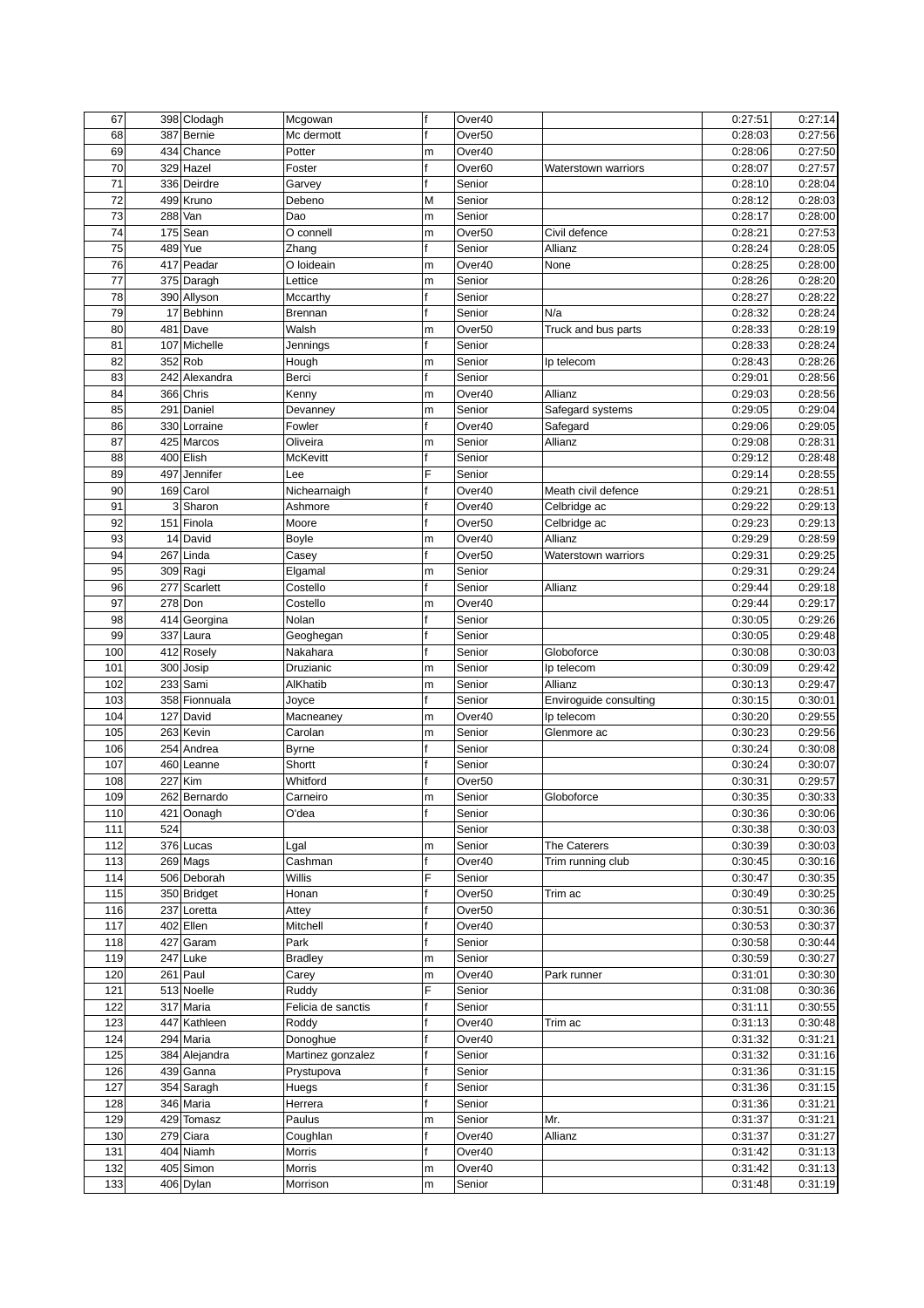| 67 | 398 | Clodagh | Mcgowan | f | Over40 | | 0:27:51 | 0:27:14 |
|---|---|---|---|---|---|---|---|---|
| 68 | 387 | Bernie | Mc dermott | f | Over50 | | 0:28:03 | 0:27:56 |
| 69 | 434 | Chance | Potter | m | Over40 | | 0:28:06 | 0:27:50 |
| 70 | 329 | Hazel | Foster | f | Over60 | Waterstown warriors | 0:28:07 | 0:27:57 |
| 71 | 336 | Deirdre | Garvey | f | Senior | | 0:28:10 | 0:28:04 |
| 72 | 499 | Kruno | Debeno | M | Senior | | 0:28:12 | 0:28:03 |
| 73 | 288 | Van | Dao | m | Senior | | 0:28:17 | 0:28:00 |
| 74 | 175 | Sean | O connell | m | Over50 | Civil defence | 0:28:21 | 0:27:53 |
| 75 | 489 | Yue | Zhang | f | Senior | Allianz | 0:28:24 | 0:28:05 |
| 76 | 417 | Peadar | O loideain | m | Over40 | None | 0:28:25 | 0:28:00 |
| 77 | 375 | Daragh | Lettice | m | Senior | | 0:28:26 | 0:28:20 |
| 78 | 390 | Allyson | Mccarthy | f | Senior | | 0:28:27 | 0:28:22 |
| 79 | 17 | Bebhinn | Brennan | f | Senior | N/a | 0:28:32 | 0:28:24 |
| 80 | 481 | Dave | Walsh | m | Over50 | Truck and bus parts | 0:28:33 | 0:28:19 |
| 81 | 107 | Michelle | Jennings | f | Senior | | 0:28:33 | 0:28:24 |
| 82 | 352 | Rob | Hough | m | Senior | Ip telecom | 0:28:43 | 0:28:26 |
| 83 | 242 | Alexandra | Berci | f | Senior | | 0:29:01 | 0:28:56 |
| 84 | 366 | Chris | Kenny | m | Over40 | Allianz | 0:29:03 | 0:28:56 |
| 85 | 291 | Daniel | Devanney | m | Senior | Safegard systems | 0:29:05 | 0:29:04 |
| 86 | 330 | Lorraine | Fowler | f | Over40 | Safegard | 0:29:06 | 0:29:05 |
| 87 | 425 | Marcos | Oliveira | m | Senior | Allianz | 0:29:08 | 0:28:31 |
| 88 | 400 | Elish | McKevitt | f | Senior | | 0:29:12 | 0:28:48 |
| 89 | 497 | Jennifer | Lee | F | Senior | | 0:29:14 | 0:28:55 |
| 90 | 169 | Carol | Nichearnaigh | f | Over40 | Meath civil defence | 0:29:21 | 0:28:51 |
| 91 | 3 | Sharon | Ashmore | f | Over40 | Celbridge ac | 0:29:22 | 0:29:13 |
| 92 | 151 | Finola | Moore | f | Over50 | Celbridge ac | 0:29:23 | 0:29:13 |
| 93 | 14 | David | Boyle | m | Over40 | Allianz | 0:29:29 | 0:28:59 |
| 94 | 267 | Linda | Casey | f | Over50 | Waterstown warriors | 0:29:31 | 0:29:25 |
| 95 | 309 | Ragi | Elgamal | m | Senior | | 0:29:31 | 0:29:24 |
| 96 | 277 | Scarlett | Costello | f | Senior | Allianz | 0:29:44 | 0:29:18 |
| 97 | 278 | Don | Costello | m | Over40 | | 0:29:44 | 0:29:17 |
| 98 | 414 | Georgina | Nolan | f | Senior | | 0:30:05 | 0:29:26 |
| 99 | 337 | Laura | Geoghegan | f | Senior | | 0:30:05 | 0:29:48 |
| 100 | 412 | Rosely | Nakahara | f | Senior | Globoforce | 0:30:08 | 0:30:03 |
| 101 | 300 | Josip | Druzianic | m | Senior | Ip telecom | 0:30:09 | 0:29:42 |
| 102 | 233 | Sami | AlKhatib | m | Senior | Allianz | 0:30:13 | 0:29:47 |
| 103 | 358 | Fionnuala | Joyce | f | Senior | Enviroguide consulting | 0:30:15 | 0:30:01 |
| 104 | 127 | David | Macneaney | m | Over40 | Ip telecom | 0:30:20 | 0:29:55 |
| 105 | 263 | Kevin | Carolan | m | Senior | Glenmore ac | 0:30:23 | 0:29:56 |
| 106 | 254 | Andrea | Byrne | f | Senior | | 0:30:24 | 0:30:08 |
| 107 | 460 | Leanne | Shortt | f | Senior | | 0:30:24 | 0:30:07 |
| 108 | 227 | Kim | Whitford | f | Over50 | | 0:30:31 | 0:29:57 |
| 109 | 262 | Bernardo | Carneiro | m | Senior | Globoforce | 0:30:35 | 0:30:33 |
| 110 | 421 | Oonagh | O'dea | f | Senior | | 0:30:36 | 0:30:06 |
| 111 | 524 | | | | Senior | | 0:30:38 | 0:30:03 |
| 112 | 376 | Lucas | Lgal | m | Senior | The Caterers | 0:30:39 | 0:30:03 |
| 113 | 269 | Mags | Cashman | f | Over40 | Trim running club | 0:30:45 | 0:30:16 |
| 114 | 506 | Deborah | Willis | F | Senior | | 0:30:47 | 0:30:35 |
| 115 | 350 | Bridget | Honan | f | Over50 | Trim ac | 0:30:49 | 0:30:25 |
| 116 | 237 | Loretta | Attey | f | Over50 | | 0:30:51 | 0:30:36 |
| 117 | 402 | Ellen | Mitchell | f | Over40 | | 0:30:53 | 0:30:37 |
| 118 | 427 | Garam | Park | f | Senior | | 0:30:58 | 0:30:44 |
| 119 | 247 | Luke | Bradley | m | Senior | | 0:30:59 | 0:30:27 |
| 120 | 261 | Paul | Carey | m | Over40 | Park runner | 0:31:01 | 0:30:30 |
| 121 | 513 | Noelle | Ruddy | F | Senior | | 0:31:08 | 0:30:36 |
| 122 | 317 | Maria | Felicia de sanctis | f | Senior | | 0:31:11 | 0:30:55 |
| 123 | 447 | Kathleen | Roddy | f | Over40 | Trim ac | 0:31:13 | 0:30:48 |
| 124 | 294 | Maria | Donoghue | f | Over40 | | 0:31:32 | 0:31:21 |
| 125 | 384 | Alejandra | Martinez gonzalez | f | Senior | | 0:31:32 | 0:31:16 |
| 126 | 439 | Ganna | Prystupova | f | Senior | | 0:31:36 | 0:31:15 |
| 127 | 354 | Saragh | Huegs | f | Senior | | 0:31:36 | 0:31:15 |
| 128 | 346 | Maria | Herrera | f | Senior | | 0:31:36 | 0:31:21 |
| 129 | 429 | Tomasz | Paulus | m | Senior | Mr. | 0:31:37 | 0:31:21 |
| 130 | 279 | Ciara | Coughlan | f | Over40 | Allianz | 0:31:37 | 0:31:27 |
| 131 | 404 | Niamh | Morris | f | Over40 | | 0:31:42 | 0:31:13 |
| 132 | 405 | Simon | Morris | m | Over40 | | 0:31:42 | 0:31:13 |
| 133 | 406 | Dylan | Morrison | m | Senior | | 0:31:48 | 0:31:19 |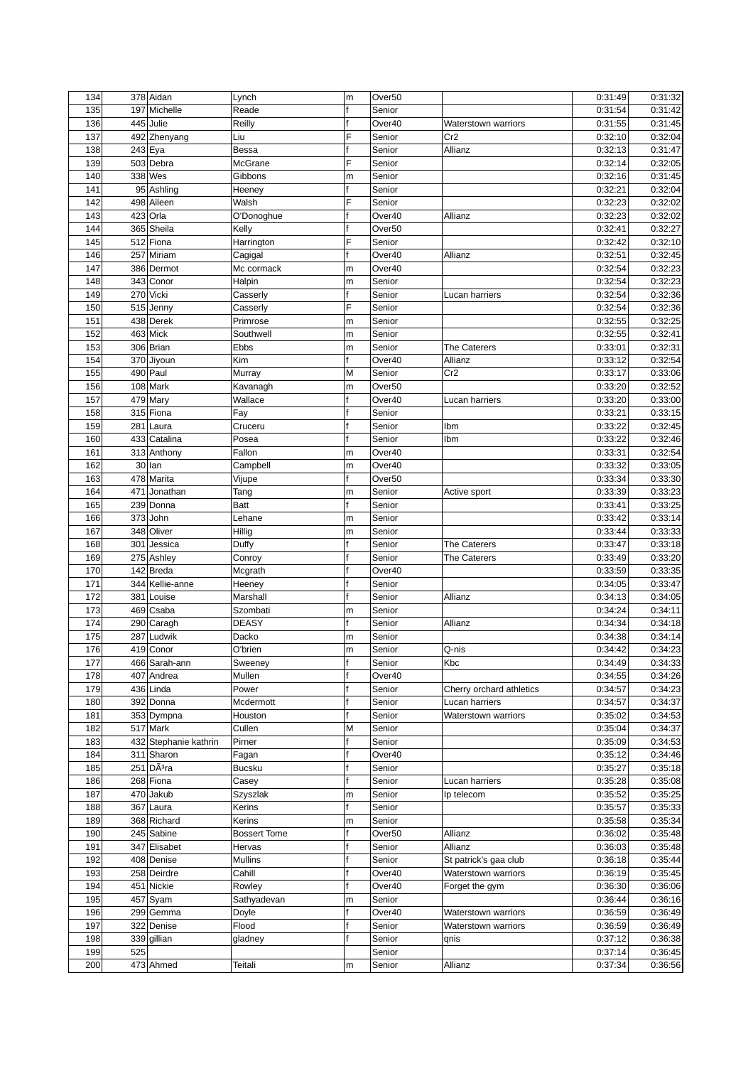| 134 | 378 | Aidan | Lynch | m | Over50 | | 0:31:49 | 0:31:32 |
|---|---|---|---|---|---|---|---|---|
| 135 | 197 | Michelle | Reade | f | Senior | | 0:31:54 | 0:31:42 |
| 136 | 445 | Julie | Reilly | f | Over40 | Waterstown warriors | 0:31:55 | 0:31:45 |
| 137 | 492 | Zhenyang | Liu | F | Senior | Cr2 | 0:32:10 | 0:32:04 |
| 138 | 243 | Eya | Bessa | f | Senior | Allianz | 0:32:13 | 0:31:47 |
| 139 | 503 | Debra | McGrane | F | Senior | | 0:32:14 | 0:32:05 |
| 140 | 338 | Wes | Gibbons | m | Senior | | 0:32:16 | 0:31:45 |
| 141 | 95 | Ashling | Heeney | f | Senior | | 0:32:21 | 0:32:04 |
| 142 | 498 | Aileen | Walsh | F | Senior | | 0:32:23 | 0:32:02 |
| 143 | 423 | Orla | O'Donoghue | f | Over40 | Allianz | 0:32:23 | 0:32:02 |
| 144 | 365 | Sheila | Kelly | f | Over50 | | 0:32:41 | 0:32:27 |
| 145 | 512 | Fiona | Harrington | F | Senior | | 0:32:42 | 0:32:10 |
| 146 | 257 | Miriam | Cagigal | f | Over40 | Allianz | 0:32:51 | 0:32:45 |
| 147 | 386 | Dermot | Mc cormack | m | Over40 | | 0:32:54 | 0:32:23 |
| 148 | 343 | Conor | Halpin | m | Senior | | 0:32:54 | 0:32:23 |
| 149 | 270 | Vicki | Casserly | f | Senior | Lucan harriers | 0:32:54 | 0:32:36 |
| 150 | 515 | Jenny | Casserly | F | Senior | | 0:32:54 | 0:32:36 |
| 151 | 438 | Derek | Primrose | m | Senior | | 0:32:55 | 0:32:25 |
| 152 | 463 | Mick | Southwell | m | Senior | | 0:32:55 | 0:32:41 |
| 153 | 306 | Brian | Ebbs | m | Senior | The Caterers | 0:33:01 | 0:32:31 |
| 154 | 370 | Jiyoun | Kim | f | Over40 | Allianz | 0:33:12 | 0:32:54 |
| 155 | 490 | Paul | Murray | M | Senior | Cr2 | 0:33:17 | 0:33:06 |
| 156 | 108 | Mark | Kavanagh | m | Over50 | | 0:33:20 | 0:32:52 |
| 157 | 479 | Mary | Wallace | f | Over40 | Lucan harriers | 0:33:20 | 0:33:00 |
| 158 | 315 | Fiona | Fay | f | Senior | | 0:33:21 | 0:33:15 |
| 159 | 281 | Laura | Cruceru | f | Senior | Ibm | 0:33:22 | 0:32:45 |
| 160 | 433 | Catalina | Posea | f | Senior | Ibm | 0:33:22 | 0:32:46 |
| 161 | 313 | Anthony | Fallon | m | Over40 | | 0:33:31 | 0:32:54 |
| 162 | 30 | Ian | Campbell | m | Over40 | | 0:33:32 | 0:33:05 |
| 163 | 478 | Marita | Vijupe | f | Over50 | | 0:33:34 | 0:33:30 |
| 164 | 471 | Jonathan | Tang | m | Senior | Active sport | 0:33:39 | 0:33:23 |
| 165 | 239 | Donna | Batt | f | Senior | | 0:33:41 | 0:33:25 |
| 166 | 373 | John | Lehane | m | Senior | | 0:33:42 | 0:33:14 |
| 167 | 348 | Oliver | Hillig | m | Senior | | 0:33:44 | 0:33:33 |
| 168 | 301 | Jessica | Duffy | f | Senior | The Caterers | 0:33:47 | 0:33:18 |
| 169 | 275 | Ashley | Conroy | f | Senior | The Caterers | 0:33:49 | 0:33:20 |
| 170 | 142 | Breda | Mcgrath | f | Over40 | | 0:33:59 | 0:33:35 |
| 171 | 344 | Kellie-anne | Heeney | f | Senior | | 0:34:05 | 0:33:47 |
| 172 | 381 | Louise | Marshall | f | Senior | Allianz | 0:34:13 | 0:34:05 |
| 173 | 469 | Csaba | Szombati | m | Senior | | 0:34:24 | 0:34:11 |
| 174 | 290 | Caragh | DEASY | f | Senior | Allianz | 0:34:34 | 0:34:18 |
| 175 | 287 | Ludwik | Dacko | m | Senior | | 0:34:38 | 0:34:14 |
| 176 | 419 | Conor | O'brien | m | Senior | Q-nis | 0:34:42 | 0:34:23 |
| 177 | 466 | Sarah-ann | Sweeney | f | Senior | Kbc | 0:34:49 | 0:34:33 |
| 178 | 407 | Andrea | Mullen | f | Over40 | | 0:34:55 | 0:34:26 |
| 179 | 436 | Linda | Power | f | Senior | Cherry orchard athletics | 0:34:57 | 0:34:23 |
| 180 | 392 | Donna | Mcdermott | f | Senior | Lucan harriers | 0:34:57 | 0:34:37 |
| 181 | 353 | Dympna | Houston | f | Senior | Waterstown warriors | 0:35:02 | 0:34:53 |
| 182 | 517 | Mark | Cullen | M | Senior | | 0:35:04 | 0:34:37 |
| 183 | 432 | Stephanie kathrin | Pirner | f | Senior | | 0:35:09 | 0:34:53 |
| 184 | 311 | Sharon | Fagan | f | Over40 | | 0:35:12 | 0:34:46 |
| 185 | 251 | DÃ³ra | Bucsku | f | Senior | | 0:35:27 | 0:35:18 |
| 186 | 268 | Fiona | Casey | f | Senior | Lucan harriers | 0:35:28 | 0:35:08 |
| 187 | 470 | Jakub | Szyszlak | m | Senior | Ip telecom | 0:35:52 | 0:35:25 |
| 188 | 367 | Laura | Kerins | f | Senior | | 0:35:57 | 0:35:33 |
| 189 | 368 | Richard | Kerins | m | Senior | | 0:35:58 | 0:35:34 |
| 190 | 245 | Sabine | Bossert Tome | f | Over50 | Allianz | 0:36:02 | 0:35:48 |
| 191 | 347 | Elisabet | Hervas | f | Senior | Allianz | 0:36:03 | 0:35:48 |
| 192 | 408 | Denise | Mullins | f | Senior | St patrick's gaa club | 0:36:18 | 0:35:44 |
| 193 | 258 | Deirdre | Cahill | f | Over40 | Waterstown warriors | 0:36:19 | 0:35:45 |
| 194 | 451 | Nickie | Rowley | f | Over40 | Forget the gym | 0:36:30 | 0:36:06 |
| 195 | 457 | Syam | Sathyadevan | m | Senior | | 0:36:44 | 0:36:16 |
| 196 | 299 | Gemma | Doyle | f | Over40 | Waterstown warriors | 0:36:59 | 0:36:49 |
| 197 | 322 | Denise | Flood | f | Senior | Waterstown warriors | 0:36:59 | 0:36:49 |
| 198 | 339 | gillian | gladney | f | Senior | qnis | 0:37:12 | 0:36:38 |
| 199 | 525 | | | | Senior | | 0:37:14 | 0:36:45 |
| 200 | 473 | Ahmed | Teitali | m | Senior | Allianz | 0:37:34 | 0:36:56 |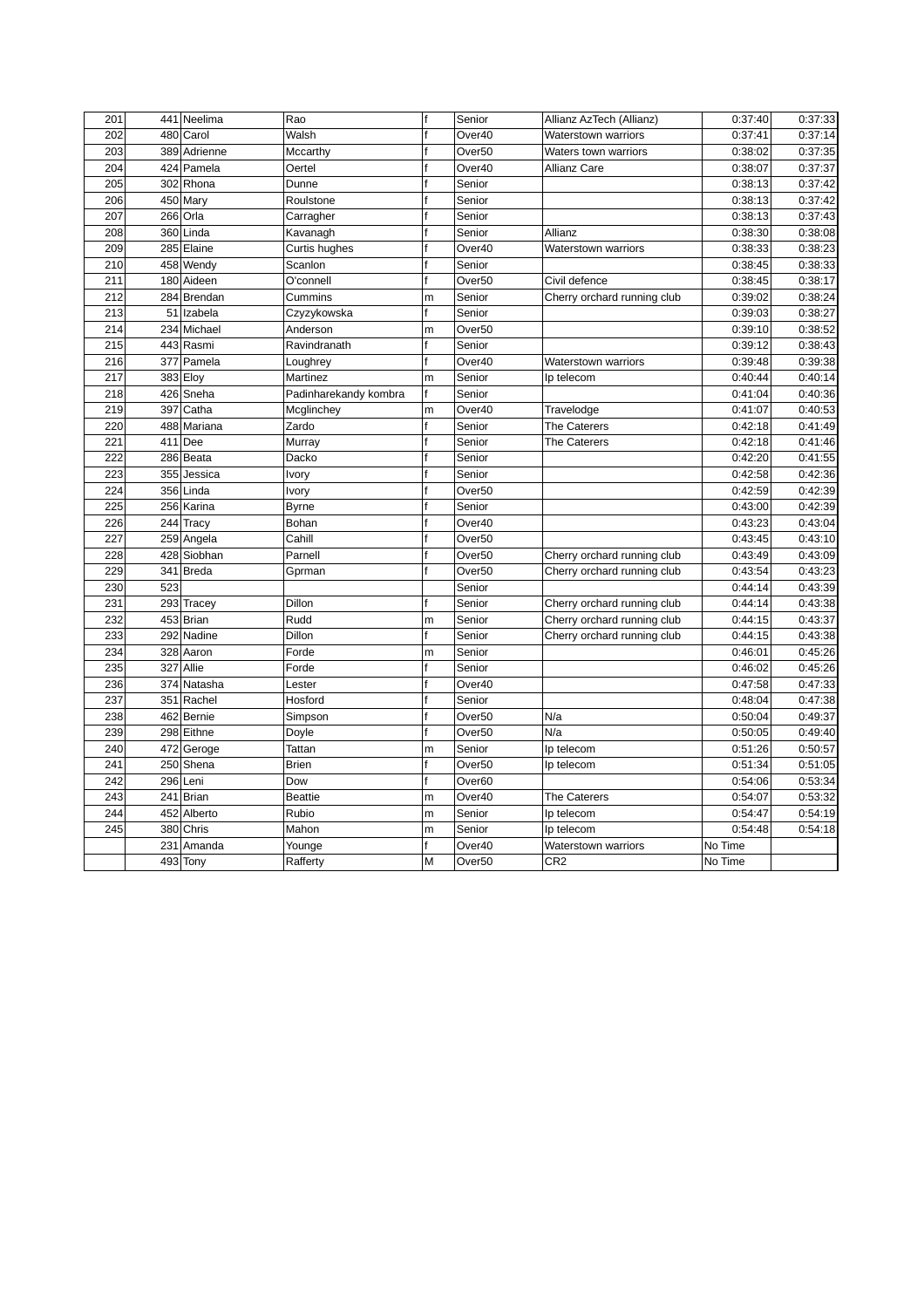| | | | | | | | | |
|---|---|---|---|---|---|---|---|---|
| 201 | 441 | Neelima | Rao | f | Senior | Allianz AzTech (Allianz) | 0:37:40 | 0:37:33 |
| 202 | 480 | Carol | Walsh | f | Over40 | Waterstown warriors | 0:37:41 | 0:37:14 |
| 203 | 389 | Adrienne | Mccarthy | f | Over50 | Waters town warriors | 0:38:02 | 0:37:35 |
| 204 | 424 | Pamela | Oertel | f | Over40 | Allianz Care | 0:38:07 | 0:37:37 |
| 205 | 302 | Rhona | Dunne | f | Senior | | 0:38:13 | 0:37:42 |
| 206 | 450 | Mary | Roulstone | f | Senior | | 0:38:13 | 0:37:42 |
| 207 | 266 | Orla | Carragher | f | Senior | | 0:38:13 | 0:37:43 |
| 208 | 360 | Linda | Kavanagh | f | Senior | Allianz | 0:38:30 | 0:38:08 |
| 209 | 285 | Elaine | Curtis hughes | f | Over40 | Waterstown warriors | 0:38:33 | 0:38:23 |
| 210 | 458 | Wendy | Scanlon | f | Senior | | 0:38:45 | 0:38:33 |
| 211 | 180 | Aideen | O'connell | f | Over50 | Civil defence | 0:38:45 | 0:38:17 |
| 212 | 284 | Brendan | Cummins | m | Senior | Cherry orchard running club | 0:39:02 | 0:38:24 |
| 213 | 51 | Izabela | Czyzykowska | f | Senior | | 0:39:03 | 0:38:27 |
| 214 | 234 | Michael | Anderson | m | Over50 | | 0:39:10 | 0:38:52 |
| 215 | 443 | Rasmi | Ravindranath | f | Senior | | 0:39:12 | 0:38:43 |
| 216 | 377 | Pamela | Loughrey | f | Over40 | Waterstown warriors | 0:39:48 | 0:39:38 |
| 217 | 383 | Eloy | Martinez | m | Senior | Ip telecom | 0:40:44 | 0:40:14 |
| 218 | 426 | Sneha | Padinharekandy kombra | f | Senior | | 0:41:04 | 0:40:36 |
| 219 | 397 | Catha | Mcglinchey | m | Over40 | Travelodge | 0:41:07 | 0:40:53 |
| 220 | 488 | Mariana | Zardo | f | Senior | The Caterers | 0:42:18 | 0:41:49 |
| 221 | 411 | Dee | Murray | f | Senior | The Caterers | 0:42:18 | 0:41:46 |
| 222 | 286 | Beata | Dacko | f | Senior | | 0:42:20 | 0:41:55 |
| 223 | 355 | Jessica | Ivory | f | Senior | | 0:42:58 | 0:42:36 |
| 224 | 356 | Linda | Ivory | f | Over50 | | 0:42:59 | 0:42:39 |
| 225 | 256 | Karina | Byrne | f | Senior | | 0:43:00 | 0:42:39 |
| 226 | 244 | Tracy | Bohan | f | Over40 | | 0:43:23 | 0:43:04 |
| 227 | 259 | Angela | Cahill | f | Over50 | | 0:43:45 | 0:43:10 |
| 228 | 428 | Siobhan | Parnell | f | Over50 | Cherry orchard running club | 0:43:49 | 0:43:09 |
| 229 | 341 | Breda | Gprman | f | Over50 | Cherry orchard running club | 0:43:54 | 0:43:23 |
| 230 | 523 | | | | Senior | | 0:44:14 | 0:43:39 |
| 231 | 293 | Tracey | Dillon | f | Senior | Cherry orchard running club | 0:44:14 | 0:43:38 |
| 232 | 453 | Brian | Rudd | m | Senior | Cherry orchard running club | 0:44:15 | 0:43:37 |
| 233 | 292 | Nadine | Dillon | f | Senior | Cherry orchard running club | 0:44:15 | 0:43:38 |
| 234 | 328 | Aaron | Forde | m | Senior | | 0:46:01 | 0:45:26 |
| 235 | 327 | Allie | Forde | f | Senior | | 0:46:02 | 0:45:26 |
| 236 | 374 | Natasha | Lester | f | Over40 | | 0:47:58 | 0:47:33 |
| 237 | 351 | Rachel | Hosford | f | Senior | | 0:48:04 | 0:47:38 |
| 238 | 462 | Bernie | Simpson | f | Over50 | N/a | 0:50:04 | 0:49:37 |
| 239 | 298 | Eithne | Doyle | f | Over50 | N/a | 0:50:05 | 0:49:40 |
| 240 | 472 | Geroge | Tattan | m | Senior | Ip telecom | 0:51:26 | 0:50:57 |
| 241 | 250 | Shena | Brien | f | Over50 | Ip telecom | 0:51:34 | 0:51:05 |
| 242 | 296 | Leni | Dow | f | Over60 | | 0:54:06 | 0:53:34 |
| 243 | 241 | Brian | Beattie | m | Over40 | The Caterers | 0:54:07 | 0:53:32 |
| 244 | 452 | Alberto | Rubio | m | Senior | Ip telecom | 0:54:47 | 0:54:19 |
| 245 | 380 | Chris | Mahon | m | Senior | Ip telecom | 0:54:48 | 0:54:18 |
| | 231 | Amanda | Younge | f | Over40 | Waterstown warriors | No Time | |
| | 493 | Tony | Rafferty | M | Over50 | CR2 | No Time | |